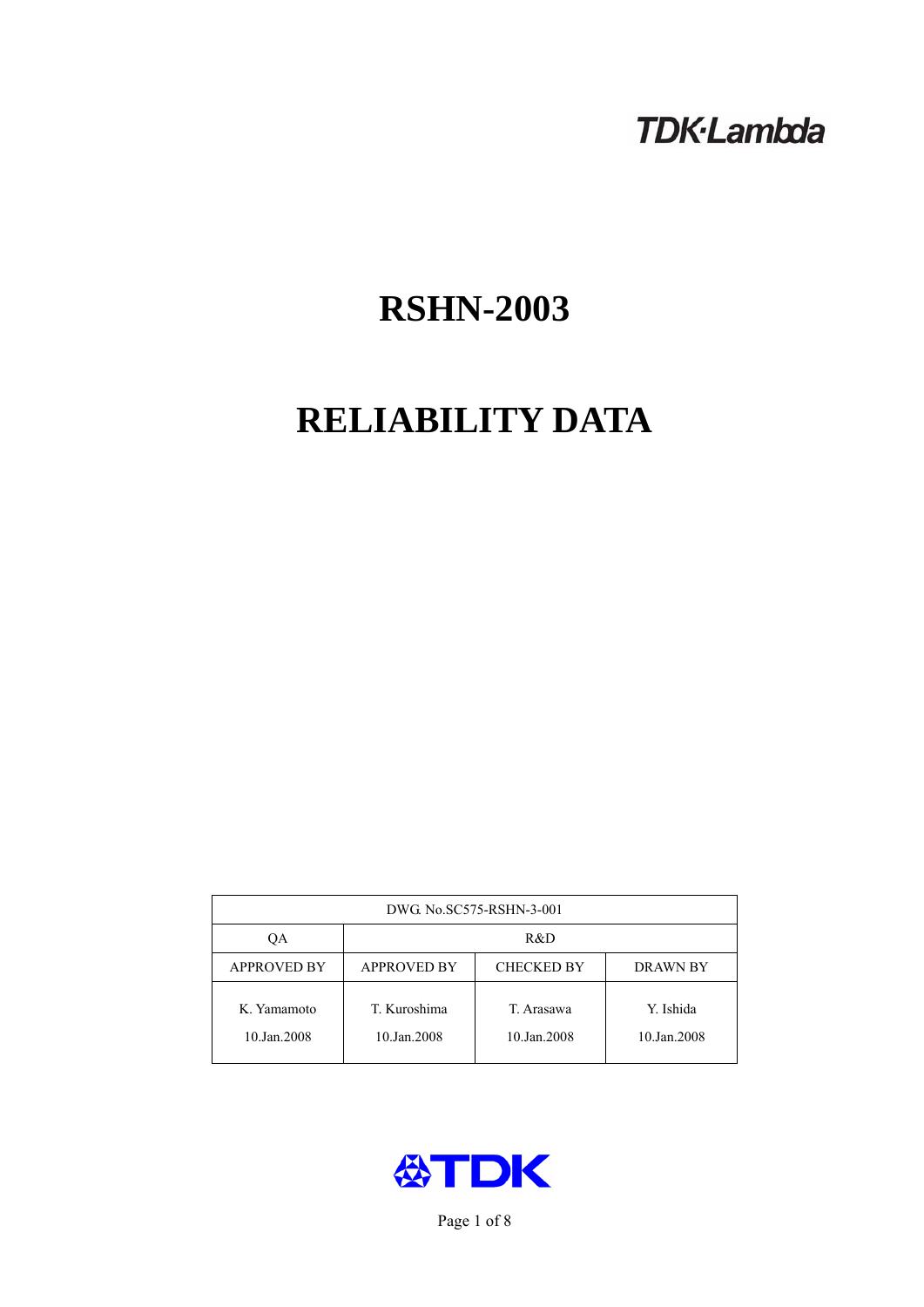TDK·Lambda

# RSHN-2003

# RELIABILITY DATA

| DWG. No.SC575-RSHN-3-001 | | | |
|---|---|---|---|
| QA | R&D | | |
| APPROVED BY | APPROVED BY | CHECKED BY | DRAWN BY |
| K. Yamamoto<br>10.Jan.2008 | T. Kuroshima<br>10.Jan.2008 | T. Arasawa<br>10.Jan.2008 | Y. Ishida<br>10.Jan.2008 |

TDK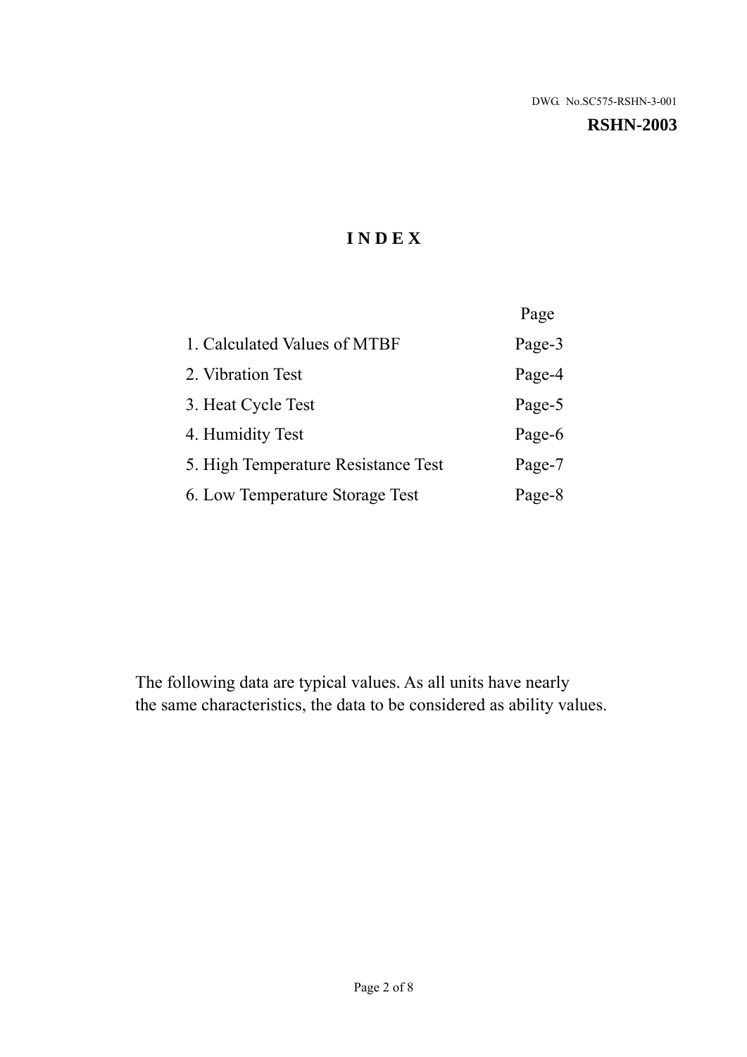DWG. No.SC575-RSHN-3-001

**RSHN-2003**

# I N D E X

| | Page |
|---|---|
| 1. Calculated Values of MTBF | Page-3 |
| 2. Vibration Test | Page-4 |
| 3. Heat Cycle Test | Page-5 |
| 4. Humidity Test | Page-6 |
| 5. High Temperature Resistance Test | Page-7 |
| 6. Low Temperature Storage Test | Page-8 |

The following data are typical values. As all units have nearly the same characteristics, the data to be considered as ability values.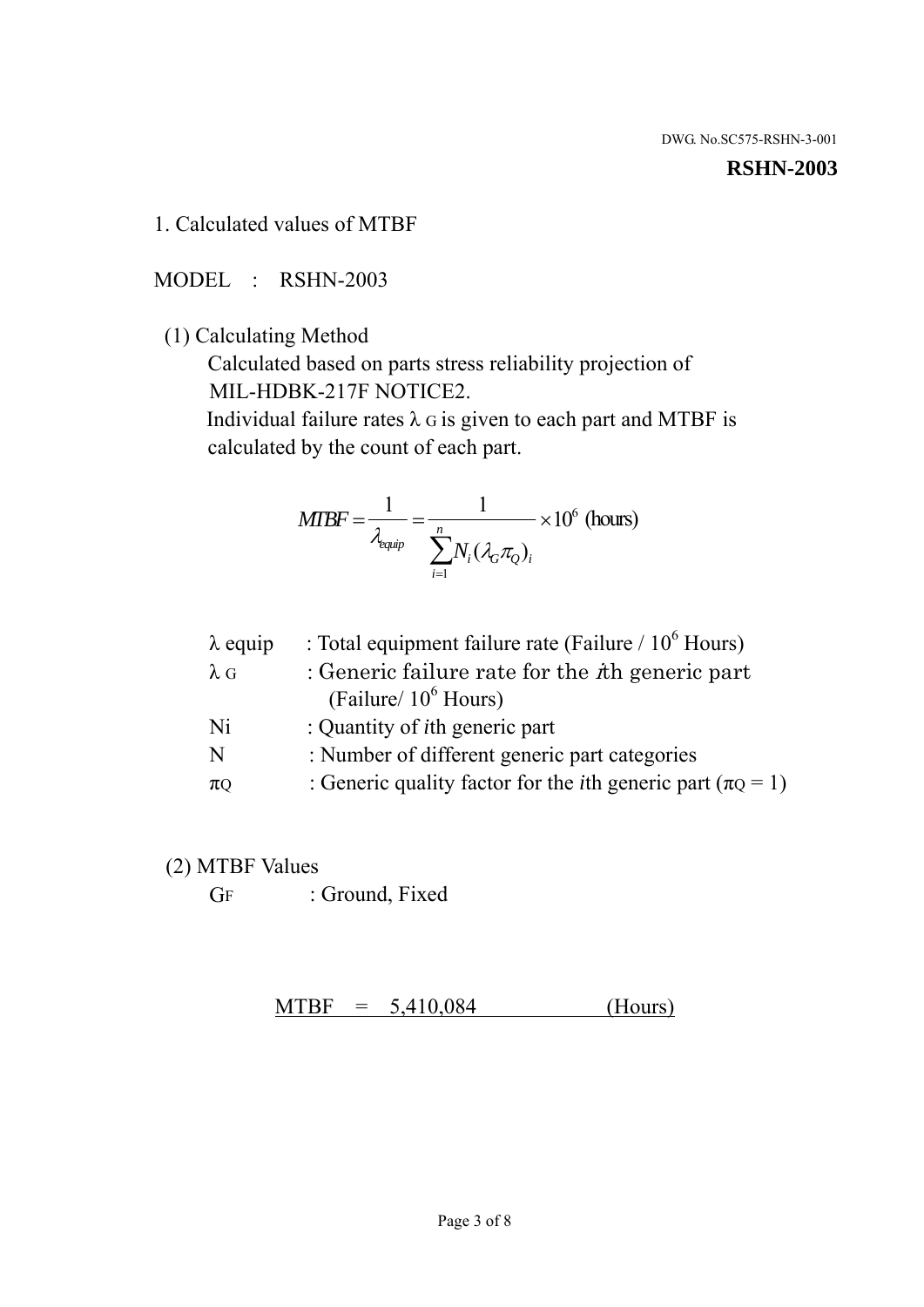DWG. No.SC575-RSHN-3-001

**RSHN-2003**

## 1. Calculated values of MTBF

MODEL : RSHN-2003

(1) Calculating Method

Calculated based on parts stress reliability projection of MIL-HDBK-217F NOTICE2.

Individual failure rates $\lambda_G$ is given to each part and MTBF is calculated by the count of each part.

$$MTBF = \frac{1}{\lambda_{equip}} = \frac{1}{\sum_{i=1}^{n} N_i (\lambda_G \pi_Q)_i} \times 10^6 \text{ (hours)}$$

| | |
|---|---|
| $\lambda_{equip}$ | : Total equipment failure rate (Failure / $10^6$ Hours) |
| $\lambda_G$ | : Generic failure rate for the $i$th generic part (Failure/ $10^6$ Hours) |
| Ni | : Quantity of $i$th generic part |
| N | : Number of different generic part categories |
| $\pi_Q$ | : Generic quality factor for the $i$th generic part ($\pi_Q$ = 1) |

(2) MTBF Values

$G_F$ : Ground, Fixed

MTBF = 5,410,084 (Hours)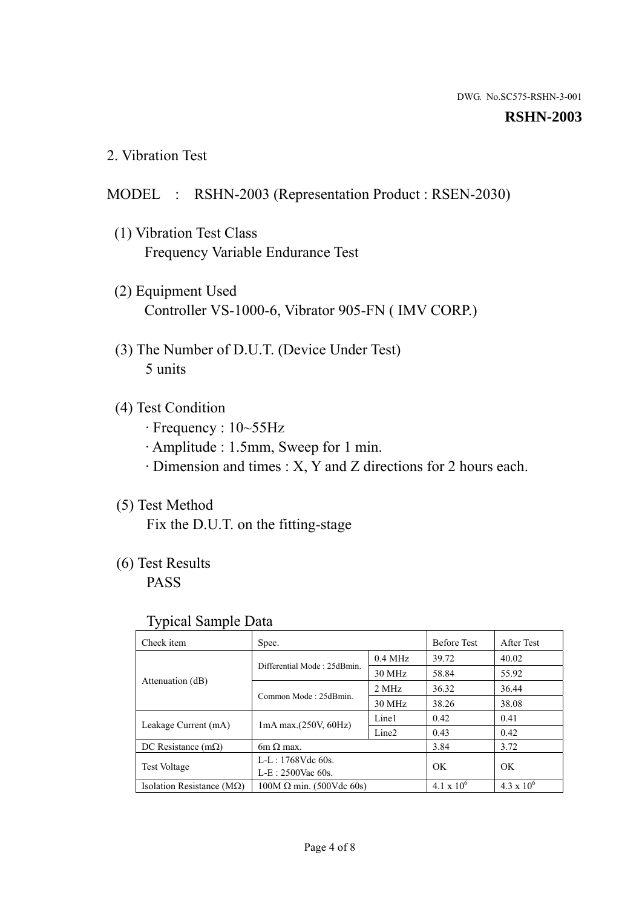DWG. No.SC575-RSHN-3-001

**RSHN-2003**

## 2. Vibration Test

MODEL : RSHN-2003 (Representation Product : RSEN-2030)

(1) Vibration Test Class
Frequency Variable Endurance Test

(2) Equipment Used
Controller VS-1000-6, Vibrator 905-FN ( IMV CORP.)

(3) The Number of D.U.T. (Device Under Test)
5 units

(4) Test Condition
· Frequency : 10~55Hz
· Amplitude : 1.5mm, Sweep for 1 min.
· Dimension and times : X, Y and Z directions for 2 hours each.

(5) Test Method
Fix the D.U.T. on the fitting-stage

(6) Test Results
PASS

Typical Sample Data

| Check item | Spec. | | Before Test | After Test |
|---|---|---|---|---|
| Attenuation (dB) | Differential Mode : 25dBmin. | 0.4 MHz | 39.72 | 40.02 |
| | | 30 MHz | 58.84 | 55.92 |
| | Common Mode : 25dBmin. | 2 MHz | 36.32 | 36.44 |
| | | 30 MHz | 38.26 | 38.08 |
| Leakage Current (mA) | 1mA max.(250V, 60Hz) | Line1 | 0.42 | 0.41 |
| | | Line2 | 0.43 | 0.42 |
| DC Resistance (mΩ) | 6m Ω max. | | 3.84 | 3.72 |
| Test Voltage | L-L : 1768Vdc 60s.<br>L-E : 2500Vac 60s. | | OK | OK |
| Isolation Resistance (MΩ) | 100M Ω min. (500Vdc 60s) | | $4.1 \times 10^6$ | $4.3 \times 10^6$ |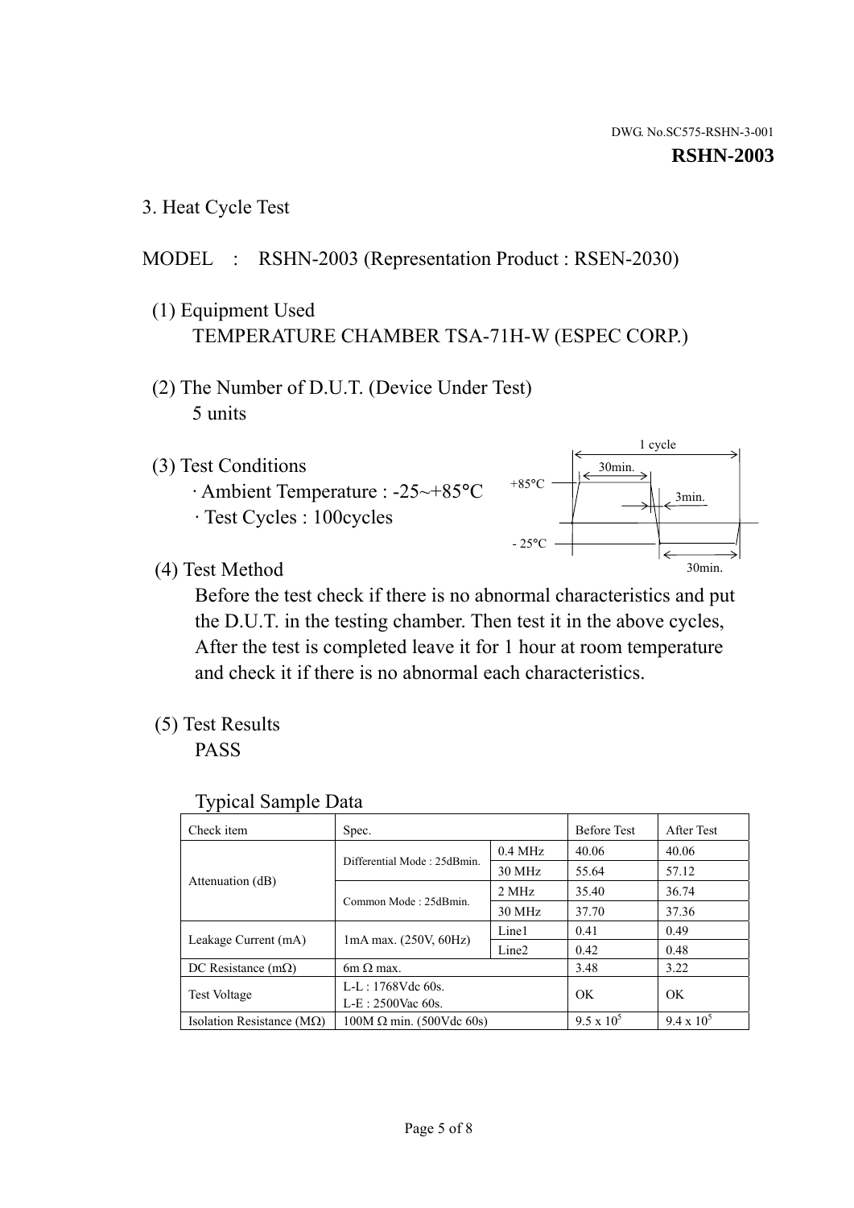DWG. No.SC575-RSHN-3-001

**RSHN-2003**

## 3. Heat Cycle Test

MODEL : RSHN-2003 (Representation Product : RSEN-2030)

(1) Equipment Used
TEMPERATURE CHAMBER TSA-71H-W (ESPEC CORP.)

(2) The Number of D.U.T. (Device Under Test)
5 units

(3) Test Conditions
· Ambient Temperature : -25~+85°C
· Test Cycles : 100cycles

1 cycle
30min.
+85°C
3min.
- 25°C
30min.

(4) Test Method
Before the test check if there is no abnormal characteristics and put the D.U.T. in the testing chamber. Then test it in the above cycles, After the test is completed leave it for 1 hour at room temperature and check it if there is no abnormal each characteristics.

(5) Test Results
PASS

Typical Sample Data

| Check item | Spec. | | Before Test | After Test |
|---|---|---|---|---|
| Attenuation (dB) | Differential Mode : 25dBmin. | 0.4 MHz | 40.06 | 40.06 |
| | | 30 MHz | 55.64 | 57.12 |
| | Common Mode : 25dBmin. | 2 MHz | 35.40 | 36.74 |
| | | 30 MHz | 37.70 | 37.36 |
| Leakage Current (mA) | 1mA max. (250V, 60Hz) | Line1 | 0.41 | 0.49 |
| | | Line2 | 0.42 | 0.48 |
| DC Resistance (mΩ) | 6m Ω max. | | 3.48 | 3.22 |
| Test Voltage | L-L : 1768Vdc 60s.<br>L-E : 2500Vac 60s. | | OK | OK |
| Isolation Resistance (MΩ) | 100M Ω min. (500Vdc 60s) | | $9.5 \times 10^5$ | $9.4 \times 10^5$ |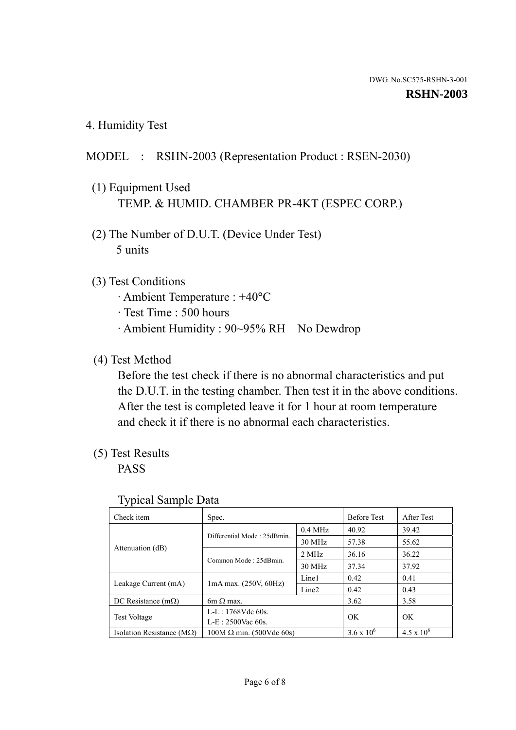DWG. No.SC575-RSHN-3-001

**RSHN-2003**

## 4. Humidity Test

MODEL : RSHN-2003 (Representation Product : RSEN-2030)

(1) Equipment Used

TEMP. & HUMID. CHAMBER PR-4KT (ESPEC CORP.)

(2) The Number of D.U.T. (Device Under Test)

5 units

(3) Test Conditions

- Ambient Temperature : +40°C
- Test Time : 500 hours
- Ambient Humidity : 90~95% RH No Dewdrop

(4) Test Method

Before the test check if there is no abnormal characteristics and put the D.U.T. in the testing chamber. Then test it in the above conditions. After the test is completed leave it for 1 hour at room temperature and check it if there is no abnormal each characteristics.

(5) Test Results

PASS

Typical Sample Data

| Check item | Spec. | | Before Test | After Test |
|---|---|---|---|---|
| Attenuation (dB) | Differential Mode : 25dBmin. | 0.4 MHz | 40.92 | 39.42 |
| | | 30 MHz | 57.38 | 55.62 |
| | Common Mode : 25dBmin. | 2 MHz | 36.16 | 36.22 |
| | | 30 MHz | 37.34 | 37.92 |
| Leakage Current (mA) | 1mA max. (250V, 60Hz) | Line1 | 0.42 | 0.41 |
| | | Line2 | 0.42 | 0.43 |
| DC Resistance (mΩ) | 6m Ω max. | | 3.62 | 3.58 |
| Test Voltage | L-L : 1768Vdc 60s. L-E : 2500Vac 60s. | | OK | OK |
| Isolation Resistance (MΩ) | 100M Ω min. (500Vdc 60s) | | $3.6 \times 10^6$ | $4.5 \times 10^6$ |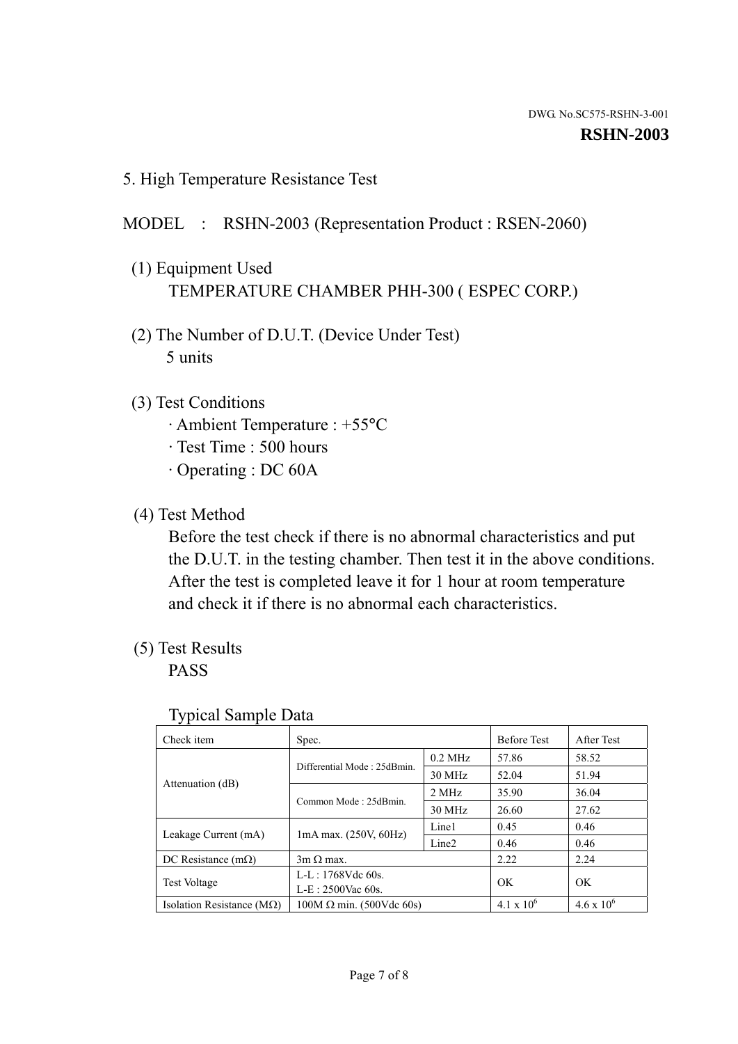DWG. No.SC575-RSHN-3-001

**RSHN-2003**

## 5. High Temperature Resistance Test

MODEL : RSHN-2003 (Representation Product : RSEN-2060)

(1) Equipment Used

TEMPERATURE CHAMBER PHH-300 ( ESPEC CORP.)

(2) The Number of D.U.T. (Device Under Test)

5 units

(3) Test Conditions

- Ambient Temperature : +55°C
- Test Time : 500 hours
- Operating : DC 60A

(4) Test Method

Before the test check if there is no abnormal characteristics and put the D.U.T. in the testing chamber. Then test it in the above conditions. After the test is completed leave it for 1 hour at room temperature and check it if there is no abnormal each characteristics.

(5) Test Results

PASS

Typical Sample Data

| Check item | Spec. | | Before Test | After Test |
|---|---|---|---|---|
| Attenuation (dB) | Differential Mode : 25dBmin. | 0.2 MHz | 57.86 | 58.52 |
| | | 30 MHz | 52.04 | 51.94 |
| | Common Mode : 25dBmin. | 2 MHz | 35.90 | 36.04 |
| | | 30 MHz | 26.60 | 27.62 |
| Leakage Current (mA) | 1mA max. (250V, 60Hz) | Line1 | 0.45 | 0.46 |
| | | Line2 | 0.46 | 0.46 |
| DC Resistance (mΩ) | 3m Ω max. | | 2.22 | 2.24 |
| Test Voltage | L-L : 1768Vdc 60s.<br>L-E : 2500Vac 60s. | | OK | OK |
| Isolation Resistance (MΩ) | 100M Ω min. (500Vdc 60s) | | $4.1 \times 10^6$ | $4.6 \times 10^6$ |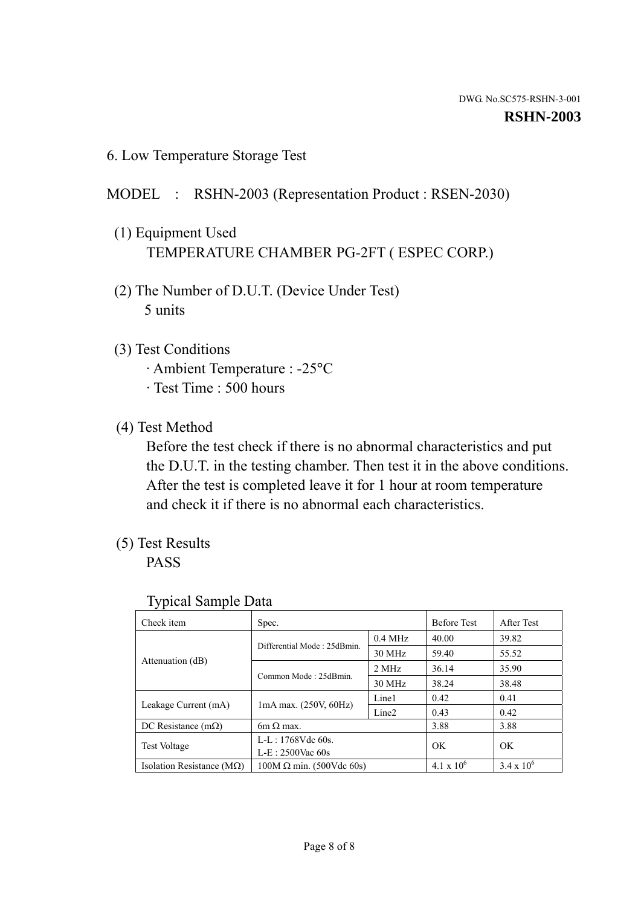DWG. No.SC575-RSHN-3-001

**RSHN-2003**

## 6. Low Temperature Storage Test

MODEL : RSHN-2003 (Representation Product : RSEN-2030)

(1) Equipment Used

TEMPERATURE CHAMBER PG-2FT ( ESPEC CORP.)

(2) The Number of D.U.T. (Device Under Test)

5 units

(3) Test Conditions

· Ambient Temperature : -25°C

· Test Time : 500 hours

(4) Test Method

Before the test check if there is no abnormal characteristics and put the D.U.T. in the testing chamber. Then test it in the above conditions. After the test is completed leave it for 1 hour at room temperature and check it if there is no abnormal each characteristics.

(5) Test Results

PASS

Typical Sample Data

| Check item | Spec. | | Before Test | After Test |
|---|---|---|---|---|
| Attenuation (dB) | Differential Mode : 25dBmin. | 0.4 MHz | 40.00 | 39.82 |
| | | 30 MHz | 59.40 | 55.52 |
| | Common Mode : 25dBmin. | 2 MHz | 36.14 | 35.90 |
| | | 30 MHz | 38.24 | 38.48 |
| Leakage Current (mA) | 1mA max. (250V, 60Hz) | Line1 | 0.42 | 0.41 |
| | | Line2 | 0.43 | 0.42 |
| DC Resistance (mΩ) | 6m Ω max. | | 3.88 | 3.88 |
| Test Voltage | L-L : 1768Vdc 60s. L-E : 2500Vac 60s | | OK | OK |
| Isolation Resistance (MΩ) | 100M Ω min. (500Vdc 60s) | | $4.1 \times 10^6$ | $3.4 \times 10^6$ |